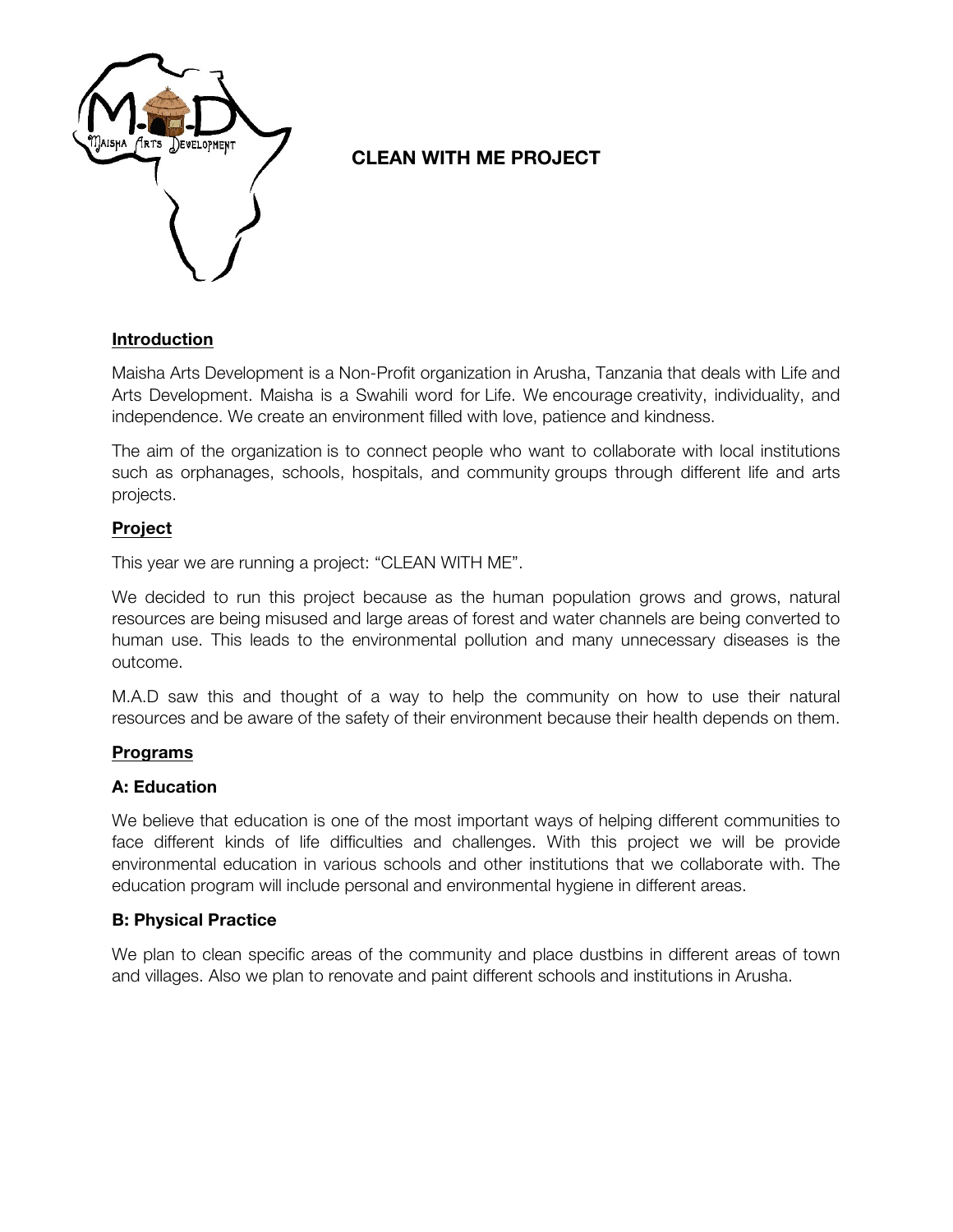# CLEAN WITH ME PROJECT

## Introduction

Maisha Arts Development is a Non-Profit organization in Arusha, Tanzania that deals with Life and Arts Development. Maisha is a Swahili word for Life. We encourage creativity, individuality, and independence. We create an environment filled with love, patience and kindness.

The aim of the organization is to connect people who want to collaborate with local institutions such as orphanages, schools, hospitals, and community groups through different life and arts projects.

## Project

This year we are running a project: "CLEAN WITH ME".

We decided to run this project because as the human population grows and grows, natural resources are being misused and large areas of forest and water channels are being converted to human use. This leads to the environmental pollution and many unnecessary diseases is the outcome.

M.A.D saw this and thought of a way to help the community on how to use their natural resources and be aware of the safety of their environment because their health depends on them.

## Programs

### A: Education

We believe that education is one of the most important ways of helping different communities to face different kinds of life difficulties and challenges. With this project we will be provide environmental education in various schools and other institutions that we collaborate with. The education program will include personal and environmental hygiene in different areas.

### B: Physical Practice

We plan to clean specific areas of the community and place dustbins in different areas of town and villages. Also we plan to renovate and paint different schools and institutions in Arusha.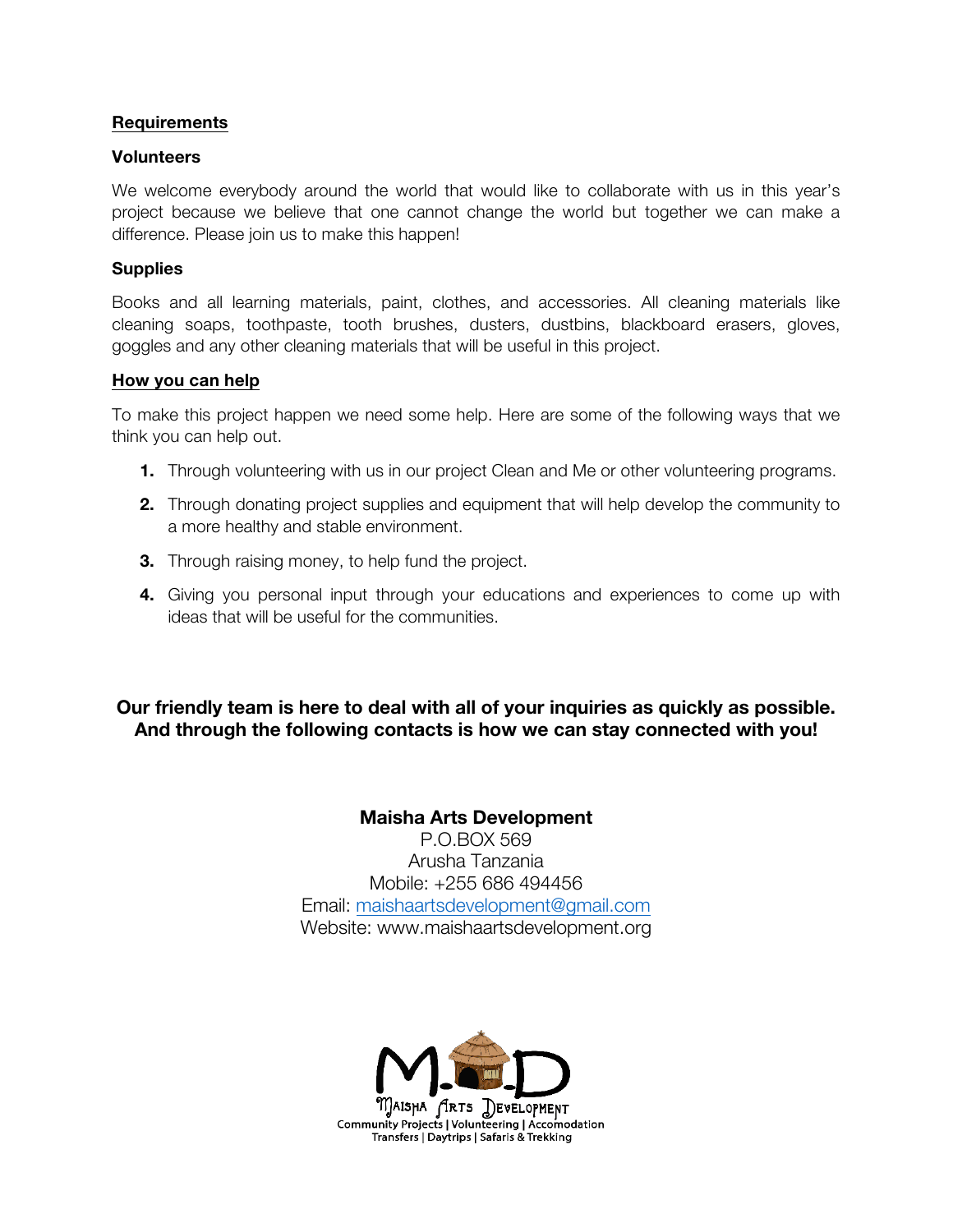## Requirements

### Volunteers

We welcome everybody around the world that would like to collaborate with us in this year's project because we believe that one cannot change the world but together we can make a difference. Please join us to make this happen!

### Supplies

Books and all learning materials, paint, clothes, and accessories. All cleaning materials like cleaning soaps, toothpaste, tooth brushes, dusters, dustbins, blackboard erasers, gloves, goggles and any other cleaning materials that will be useful in this project.

## How you can help

To make this project happen we need some help. Here are some of the following ways that we think you can help out.

1. Through volunteering with us in our project Clean and Me or other volunteering programs.
2. Through donating project supplies and equipment that will help develop the community to a more healthy and stable environment.
3. Through raising money, to help fund the project.
4. Giving you personal input through your educations and experiences to come up with ideas that will be useful for the communities.

**Our friendly team is here to deal with all of your inquiries as quickly as possible. And through the following contacts is how we can stay connected with you!**

**Maisha Arts Development**
P.O.BOX 569
Arusha Tanzania
Mobile: +255 686 494456
Email: maishaartsdevelopment@gmail.com
Website: www.maishaartsdevelopment.org

M.D
Maisha Arts Development
Community Projects | Volunteering | Accomodation
Transfers | Daytrips | Safaris & Trekking